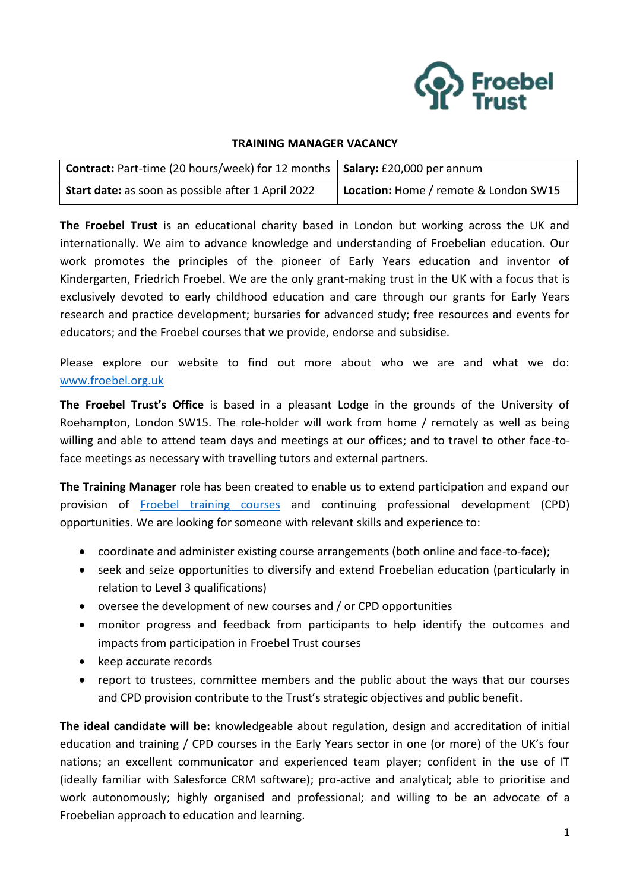# TRAINING MANAGER VACANCY

| **Contract:** Part-time (20 hours/week) for 12 months | **Salary:** £20,000 per annum |
|---|---|
| **Start date:** as soon as possible after 1 April 2022 | **Location:** Home / remote & London SW15 |

**The Froebel Trust** is an educational charity based in London but working across the UK and internationally. We aim to advance knowledge and understanding of Froebelian education. Our work promotes the principles of the pioneer of Early Years education and inventor of Kindergarten, Friedrich Froebel. We are the only grant-making trust in the UK with a focus that is exclusively devoted to early childhood education and care through our grants for Early Years research and practice development; bursaries for advanced study; free resources and events for educators; and the Froebel courses that we provide, endorse and subsidise.

Please explore our website to find out more about who we are and what we do: [www.froebel.org.uk](http://www.froebel.org.uk)

**The Froebel Trust's Office** is based in a pleasant Lodge in the grounds of the University of Roehampton, London SW15. The role-holder will work from home / remotely as well as being willing and able to attend team days and meetings at our offices; and to travel to other face-to-face meetings as necessary with travelling tutors and external partners.

**The Training Manager** role has been created to enable us to extend participation and expand our provision of [Froebel training courses](#) and continuing professional development (CPD) opportunities. We are looking for someone with relevant skills and experience to:

- coordinate and administer existing course arrangements (both online and face-to-face);
- seek and seize opportunities to diversify and extend Froebelian education (particularly in relation to Level 3 qualifications)
- oversee the development of new courses and / or CPD opportunities
- monitor progress and feedback from participants to help identify the outcomes and impacts from participation in Froebel Trust courses
- keep accurate records
- report to trustees, committee members and the public about the ways that our courses and CPD provision contribute to the Trust's strategic objectives and public benefit.

**The ideal candidate will be:** knowledgeable about regulation, design and accreditation of initial education and training / CPD courses in the Early Years sector in one (or more) of the UK's four nations; an excellent communicator and experienced team player; confident in the use of IT (ideally familiar with Salesforce CRM software); pro-active and analytical; able to prioritise and work autonomously; highly organised and professional; and willing to be an advocate of a Froebelian approach to education and learning.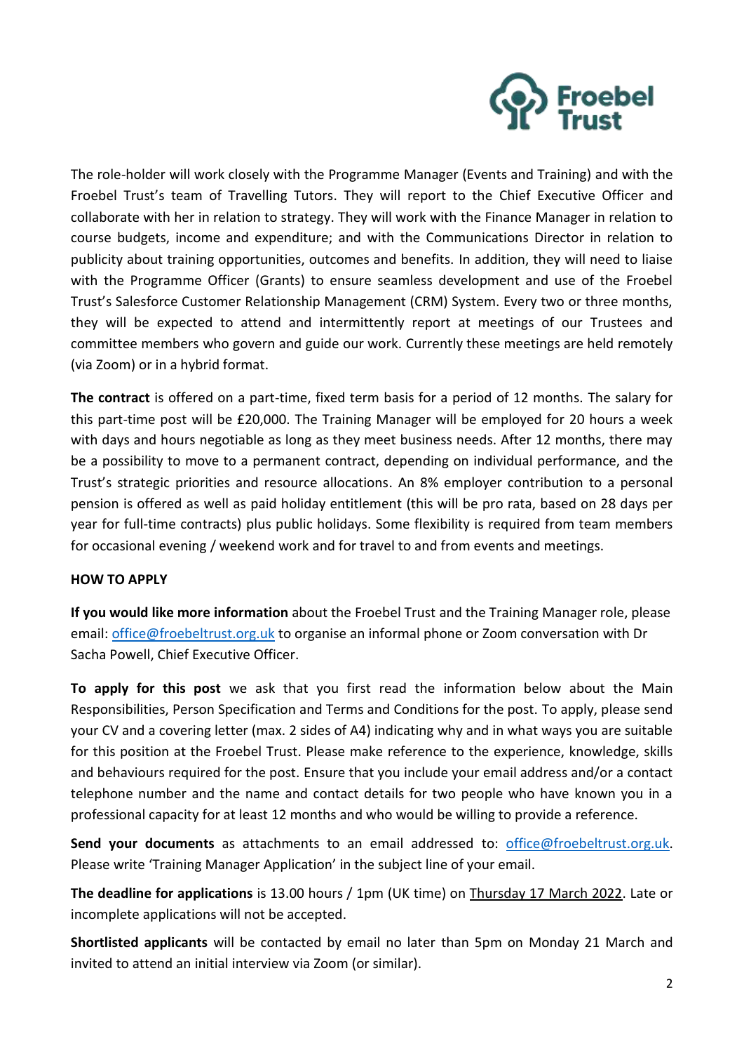The role-holder will work closely with the Programme Manager (Events and Training) and with the Froebel Trust's team of Travelling Tutors. They will report to the Chief Executive Officer and collaborate with her in relation to strategy. They will work with the Finance Manager in relation to course budgets, income and expenditure; and with the Communications Director in relation to publicity about training opportunities, outcomes and benefits. In addition, they will need to liaise with the Programme Officer (Grants) to ensure seamless development and use of the Froebel Trust's Salesforce Customer Relationship Management (CRM) System. Every two or three months, they will be expected to attend and intermittently report at meetings of our Trustees and committee members who govern and guide our work. Currently these meetings are held remotely (via Zoom) or in a hybrid format.

**The contract** is offered on a part-time, fixed term basis for a period of 12 months. The salary for this part-time post will be £20,000. The Training Manager will be employed for 20 hours a week with days and hours negotiable as long as they meet business needs. After 12 months, there may be a possibility to move to a permanent contract, depending on individual performance, and the Trust's strategic priorities and resource allocations. An 8% employer contribution to a personal pension is offered as well as paid holiday entitlement (this will be pro rata, based on 28 days per year for full-time contracts) plus public holidays. Some flexibility is required from team members for occasional evening / weekend work and for travel to and from events and meetings.

**HOW TO APPLY**

**If you would like more information** about the Froebel Trust and the Training Manager role, please email: office@froebeltrust.org.uk to organise an informal phone or Zoom conversation with Dr Sacha Powell, Chief Executive Officer.

**To apply for this post** we ask that you first read the information below about the Main Responsibilities, Person Specification and Terms and Conditions for the post. To apply, please send your CV and a covering letter (max. 2 sides of A4) indicating why and in what ways you are suitable for this position at the Froebel Trust. Please make reference to the experience, knowledge, skills and behaviours required for the post. Ensure that you include your email address and/or a contact telephone number and the name and contact details for two people who have known you in a professional capacity for at least 12 months and who would be willing to provide a reference.

**Send your documents** as attachments to an email addressed to: office@froebeltrust.org.uk. Please write 'Training Manager Application' in the subject line of your email.

**The deadline for applications** is 13.00 hours / 1pm (UK time) on Thursday 17 March 2022. Late or incomplete applications will not be accepted.

**Shortlisted applicants** will be contacted by email no later than 5pm on Monday 21 March and invited to attend an initial interview via Zoom (or similar).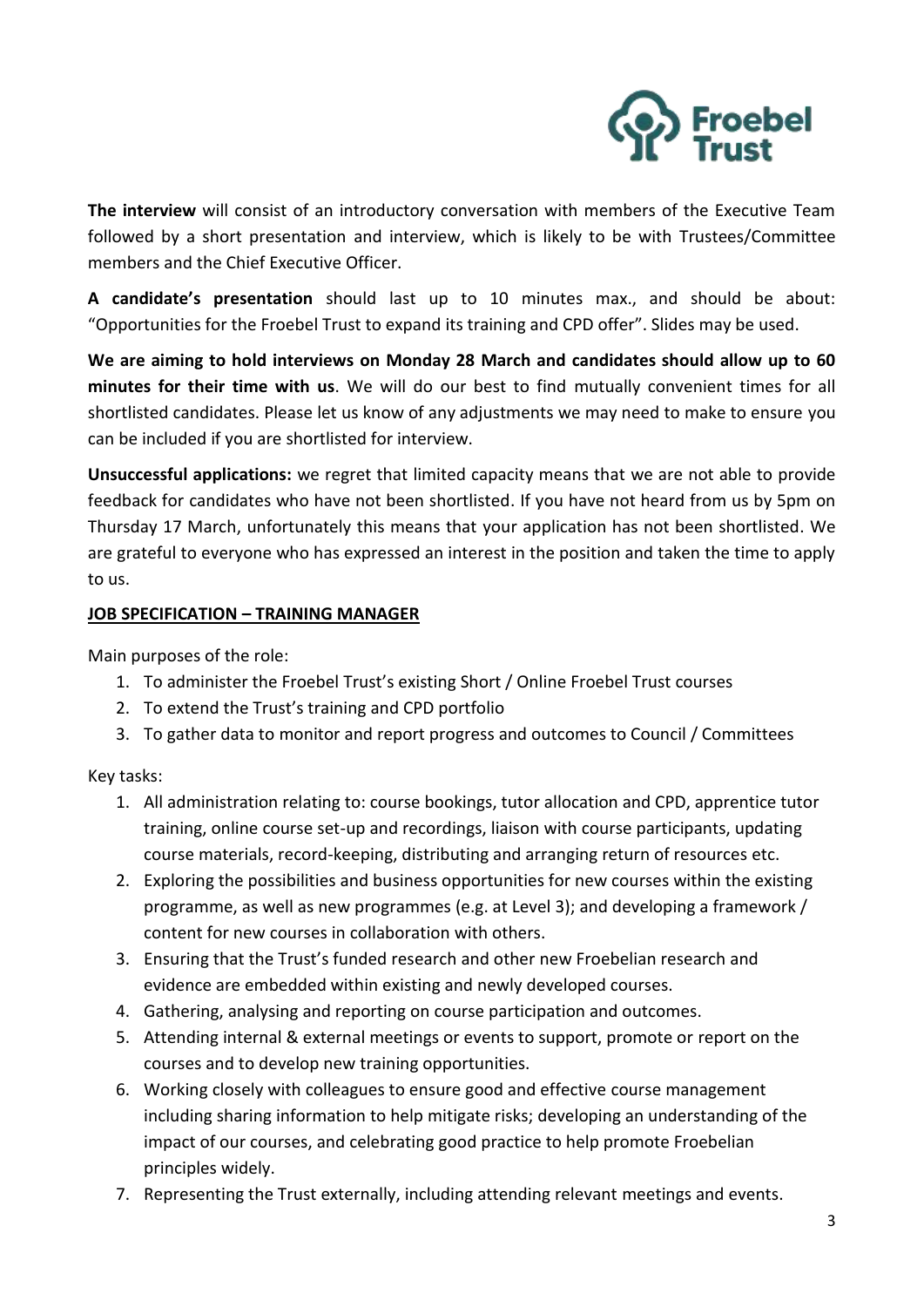**The interview** will consist of an introductory conversation with members of the Executive Team followed by a short presentation and interview, which is likely to be with Trustees/Committee members and the Chief Executive Officer.

**A candidate's presentation** should last up to 10 minutes max., and should be about: "Opportunities for the Froebel Trust to expand its training and CPD offer". Slides may be used.

**We are aiming to hold interviews on Monday 28 March and candidates should allow up to 60 minutes for their time with us**. We will do our best to find mutually convenient times for all shortlisted candidates. Please let us know of any adjustments we may need to make to ensure you can be included if you are shortlisted for interview.

**Unsuccessful applications:** we regret that limited capacity means that we are not able to provide feedback for candidates who have not been shortlisted. If you have not heard from us by 5pm on Thursday 17 March, unfortunately this means that your application has not been shortlisted. We are grateful to everyone who has expressed an interest in the position and taken the time to apply to us.

**JOB SPECIFICATION – TRAINING MANAGER**

Main purposes of the role:

1. To administer the Froebel Trust's existing Short / Online Froebel Trust courses
2. To extend the Trust's training and CPD portfolio
3. To gather data to monitor and report progress and outcomes to Council / Committees

Key tasks:

1. All administration relating to: course bookings, tutor allocation and CPD, apprentice tutor training, online course set-up and recordings, liaison with course participants, updating course materials, record-keeping, distributing and arranging return of resources etc.
2. Exploring the possibilities and business opportunities for new courses within the existing programme, as well as new programmes (e.g. at Level 3); and developing a framework / content for new courses in collaboration with others.
3. Ensuring that the Trust's funded research and other new Froebelian research and evidence are embedded within existing and newly developed courses.
4. Gathering, analysing and reporting on course participation and outcomes.
5. Attending internal & external meetings or events to support, promote or report on the courses and to develop new training opportunities.
6. Working closely with colleagues to ensure good and effective course management including sharing information to help mitigate risks; developing an understanding of the impact of our courses, and celebrating good practice to help promote Froebelian principles widely.
7. Representing the Trust externally, including attending relevant meetings and events.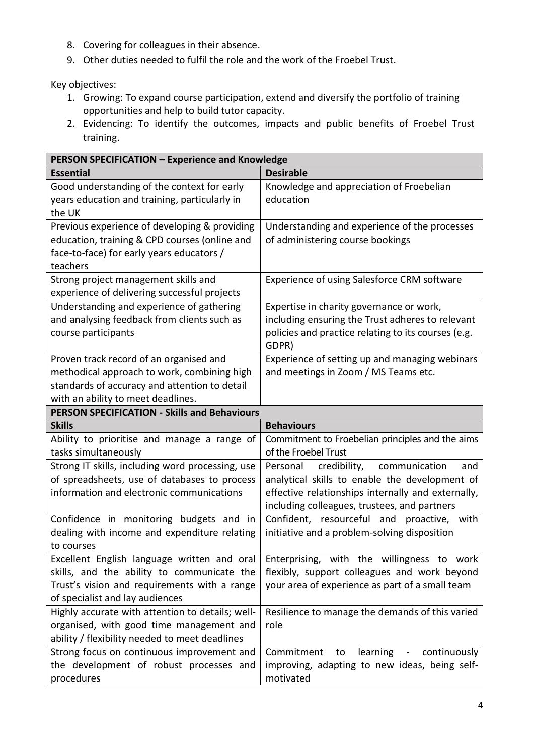8. Covering for colleagues in their absence.
9. Other duties needed to fulfil the role and the work of the Froebel Trust.

Key objectives:

1. Growing: To expand course participation, extend and diversify the portfolio of training opportunities and help to build tutor capacity.
2. Evidencing: To identify the outcomes, impacts and public benefits of Froebel Trust training.

| **PERSON SPECIFICATION – Experience and Knowledge** | |
|---|---|
| **Essential** | **Desirable** |
| Good understanding of the context for early years education and training, particularly in the UK | Knowledge and appreciation of Froebelian education |
| Previous experience of developing & providing education, training & CPD courses (online and face-to-face) for early years educators / teachers | Understanding and experience of the processes of administering course bookings |
| Strong project management skills and experience of delivering successful projects | Experience of using Salesforce CRM software |
| Understanding and experience of gathering and analysing feedback from clients such as course participants | Expertise in charity governance or work, including ensuring the Trust adheres to relevant policies and practice relating to its courses (e.g. GDPR) |
| Proven track record of an organised and methodical approach to work, combining high standards of accuracy and attention to detail with an ability to meet deadlines. | Experience of setting up and managing webinars and meetings in Zoom / MS Teams etc. |
| **PERSON SPECIFICATION - Skills and Behaviours** | |
| **Skills** | **Behaviours** |
| Ability to prioritise and manage a range of tasks simultaneously | Commitment to Froebelian principles and the aims of the Froebel Trust |
| Strong IT skills, including word processing, use of spreadsheets, use of databases to process information and electronic communications | Personal credibility, communication and analytical skills to enable the development of effective relationships internally and externally, including colleagues, trustees, and partners |
| Confidence in monitoring budgets and in dealing with income and expenditure relating to courses | Confident, resourceful and proactive, with initiative and a problem-solving disposition |
| Excellent English language written and oral skills, and the ability to communicate the Trust's vision and requirements with a range of specialist and lay audiences | Enterprising, with the willingness to work flexibly, support colleagues and work beyond your area of experience as part of a small team |
| Highly accurate with attention to details; well-organised, with good time management and ability / flexibility needed to meet deadlines | Resilience to manage the demands of this varied role |
| Strong focus on continuous improvement and the development of robust processes and procedures | Commitment to learning - continuously improving, adapting to new ideas, being self-motivated |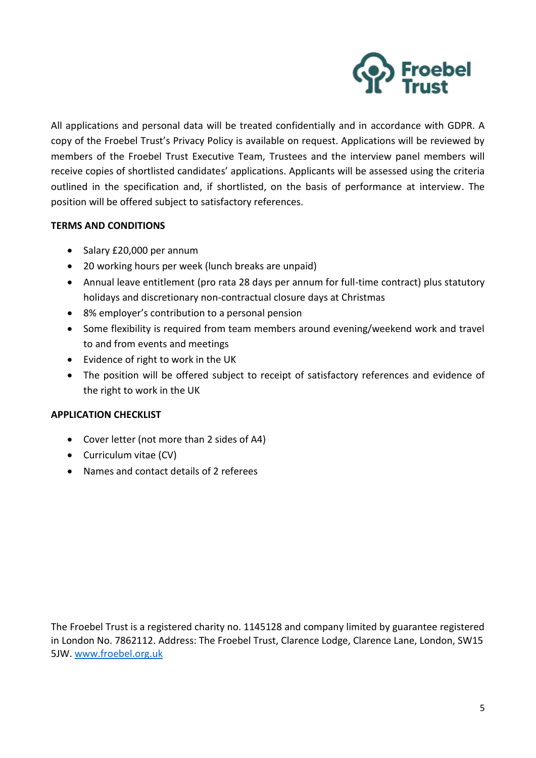All applications and personal data will be treated confidentially and in accordance with GDPR. A copy of the Froebel Trust's Privacy Policy is available on request. Applications will be reviewed by members of the Froebel Trust Executive Team, Trustees and the interview panel members will receive copies of shortlisted candidates' applications. Applicants will be assessed using the criteria outlined in the specification and, if shortlisted, on the basis of performance at interview. The position will be offered subject to satisfactory references.

**TERMS AND CONDITIONS**

- Salary £20,000 per annum
- 20 working hours per week (lunch breaks are unpaid)
- Annual leave entitlement (pro rata 28 days per annum for full-time contract) plus statutory holidays and discretionary non-contractual closure days at Christmas
- 8% employer's contribution to a personal pension
- Some flexibility is required from team members around evening/weekend work and travel to and from events and meetings
- Evidence of right to work in the UK
- The position will be offered subject to receipt of satisfactory references and evidence of the right to work in the UK

**APPLICATION CHECKLIST**

- Cover letter (not more than 2 sides of A4)
- Curriculum vitae (CV)
- Names and contact details of 2 referees

The Froebel Trust is a registered charity no. 1145128 and company limited by guarantee registered in London No. 7862112. Address: The Froebel Trust, Clarence Lodge, Clarence Lane, London, SW15 5JW. [www.froebel.org.uk](http://www.froebel.org.uk)